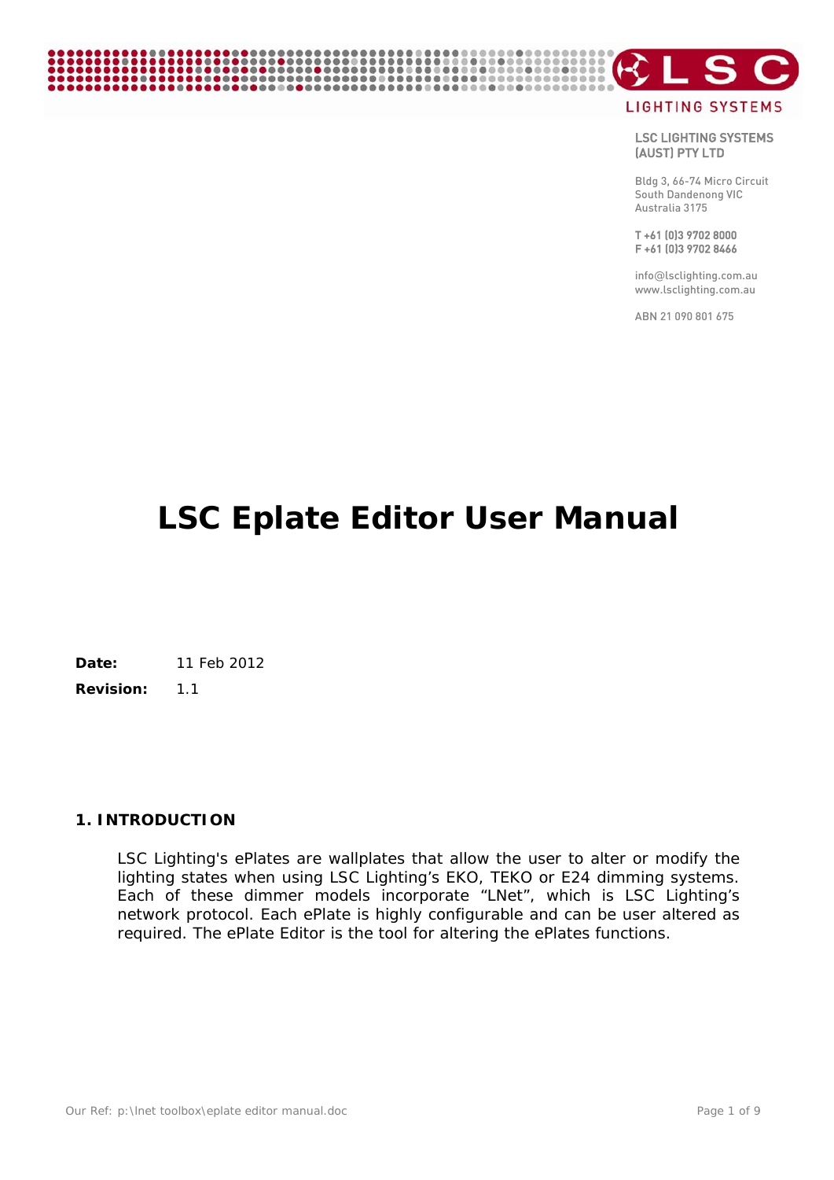LSC LIGHTING SYSTEMS (AUST) PTY LTD

Bldg 3, 66-74 Micro Circuit
South Dandenong VIC
Australia 3175

T +61 (0)3 9702 8000
F +61 (0)3 9702 8466

info@lsclighting.com.au
www.lsclighting.com.au

ABN 21 090 801 675

# LSC Eplate Editor User Manual

**Date:** 11 Feb 2012

**Revision:** 1.1

## 1. INTRODUCTION

LSC Lighting's ePlates are wallplates that allow the user to alter or modify the lighting states when using LSC Lighting's EKO, TEKO or E24 dimming systems. Each of these dimmer models incorporate "LNet", which is LSC Lighting's network protocol. Each ePlate is highly configurable and can be user altered as required. The ePlate Editor is the tool for altering the ePlates functions.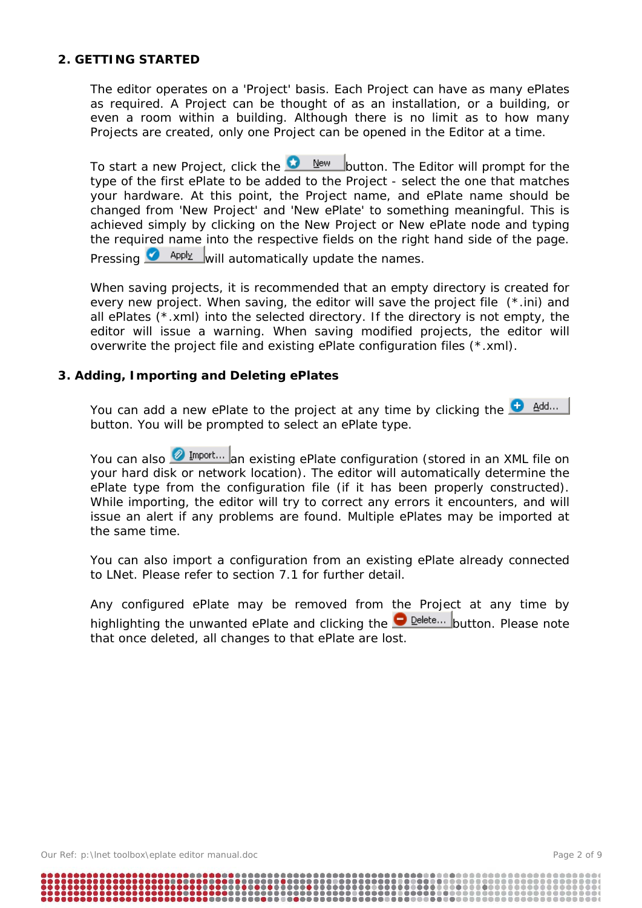## 2. GETTING STARTED

The editor operates on a 'Project' basis. Each Project can have as many ePlates as required. A Project can be thought of as an installation, or a building, or even a room within a building. Although there is no limit as to how many Projects are created, only one Project can be opened in the Editor at a time.

To start a new Project, click the New button. The Editor will prompt for the type of the first ePlate to be added to the Project - select the one that matches your hardware. At this point, the Project name, and ePlate name should be changed from 'New Project' and 'New ePlate' to something meaningful. This is achieved simply by clicking on the New Project or New ePlate node and typing the required name into the respective fields on the right hand side of the page. Pressing Apply will automatically update the names.

When saving projects, it is recommended that an empty directory is created for every new project. When saving, the editor will save the project file (*.ini) and all ePlates (*.xml) into the selected directory. If the directory is not empty, the editor will issue a warning. When saving modified projects, the editor will overwrite the project file and existing ePlate configuration files (*.xml).

## 3. Adding, Importing and Deleting ePlates

You can add a new ePlate to the project at any time by clicking the Add... button. You will be prompted to select an ePlate type.

You can also Import... an existing ePlate configuration (stored in an XML file on your hard disk or network location). The editor will automatically determine the ePlate type from the configuration file (if it has been properly constructed). While importing, the editor will try to correct any errors it encounters, and will issue an alert if any problems are found. Multiple ePlates may be imported at the same time.

You can also import a configuration from an existing ePlate already connected to LNet. Please refer to section 7.1 for further detail.

Any configured ePlate may be removed from the Project at any time by highlighting the unwanted ePlate and clicking the Delete... button. Please note that once deleted, all changes to that ePlate are lost.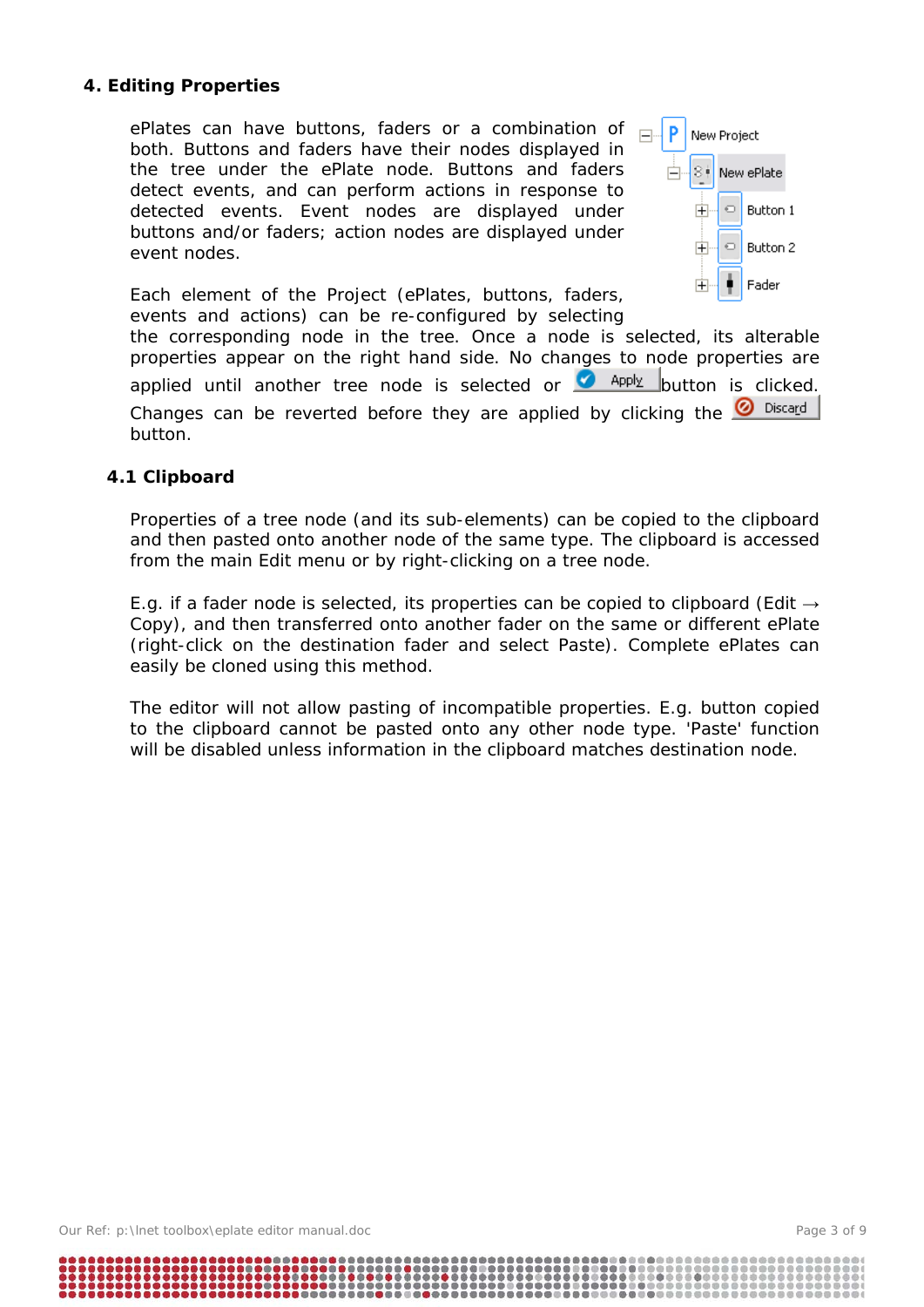## 4. Editing Properties

ePlates can have buttons, faders or a combination of both. Buttons and faders have their nodes displayed in the tree under the ePlate node. Buttons and faders detect events, and can perform actions in response to detected events. Event nodes are displayed under buttons and/or faders; action nodes are displayed under event nodes.

New Project
New ePlate
Button 1
Button 2
Fader

Each element of the Project (ePlates, buttons, faders, events and actions) can be re-configured by selecting the corresponding node in the tree. Once a node is selected, its alterable properties appear on the right hand side. No changes to node properties are applied until another tree node is selected or Apply button is clicked. Changes can be reverted before they are applied by clicking the Discard button.

### 4.1 Clipboard

Properties of a tree node (and its sub-elements) can be copied to the clipboard and then pasted onto another node of the same type. The clipboard is accessed from the main Edit menu or by right-clicking on a tree node.

E.g. if a fader node is selected, its properties can be copied to clipboard (Edit → Copy), and then transferred onto another fader on the same or different ePlate (right-click on the destination fader and select Paste). Complete ePlates can easily be cloned using this method.

The editor will not allow pasting of incompatible properties. E.g. button copied to the clipboard cannot be pasted onto any other node type. 'Paste' function will be disabled unless information in the clipboard matches destination node.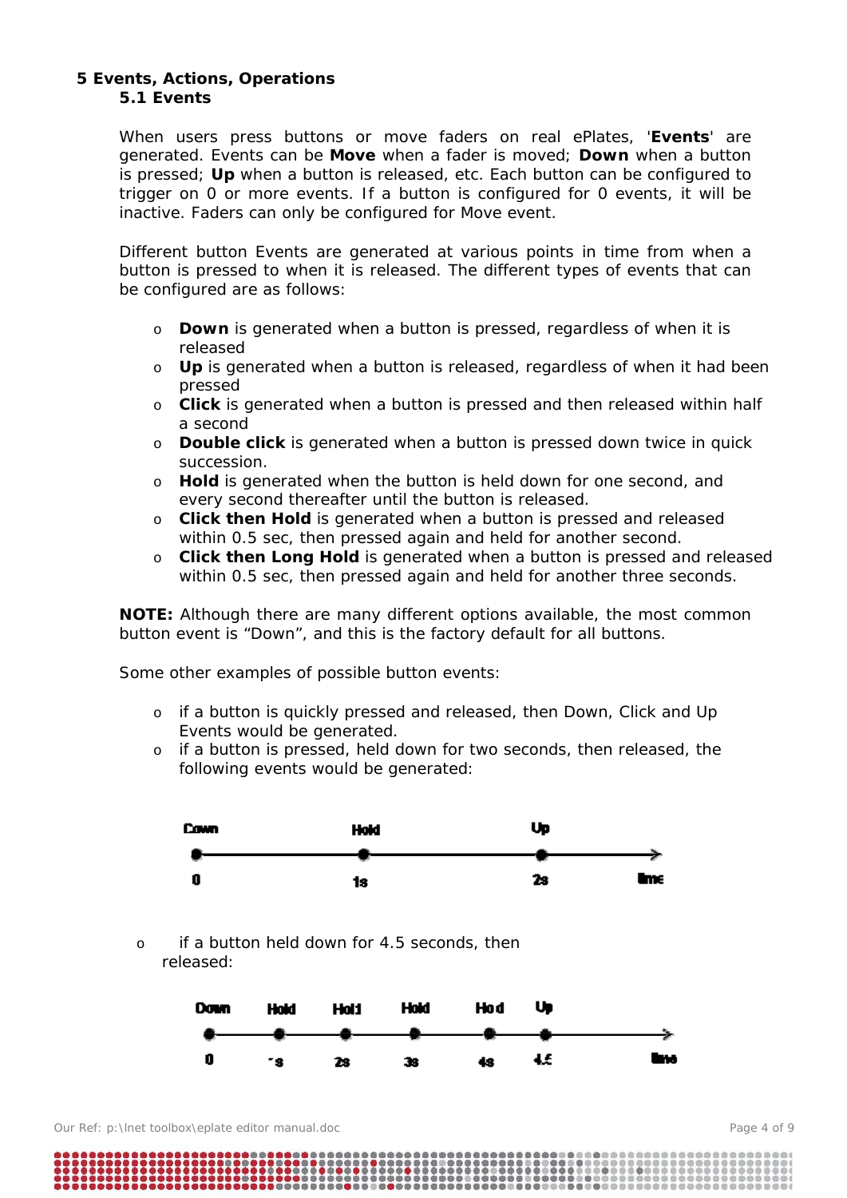# 5 Events, Actions, Operations

## 5.1 Events

When users press buttons or move faders on real ePlates, '**Events**' are generated. Events can be **Move** when a fader is moved; **Down** when a button is pressed; **Up** when a button is released, etc. Each button can be configured to trigger on 0 or more events. If a button is configured for 0 events, it will be inactive. Faders can only be configured for Move event.

Different button Events are generated at various points in time from when a button is pressed to when it is released. The different types of events that can be configured are as follows:

- **Down** is generated when a button is pressed, regardless of when it is released
- **Up** is generated when a button is released, regardless of when it had been pressed
- **Click** is generated when a button is pressed and then released within half a second
- **Double click** is generated when a button is pressed down twice in quick succession.
- **Hold** is generated when the button is held down for one second, and every second thereafter until the button is released.
- **Click then Hold** is generated when a button is pressed and released within 0.5 sec, then pressed again and held for another second.
- **Click then Long Hold** is generated when a button is pressed and released within 0.5 sec, then pressed again and held for another three seconds.

**NOTE:** Although there are many different options available, the most common button event is "Down", and this is the factory default for all buttons.

Some other examples of possible button events:

- if a button is quickly pressed and released, then Down, Click and Up Events would be generated.
- if a button is pressed, held down for two seconds, then released, the following events would be generated:

| Down | Hold | Up | |
|---|---|---|---|
| 0 | 1s | 2s | time |

- if a button held down for 4.5 seconds, then released:

| Down | Hold | Hold | Hold | Hold | Up | |
|---|---|---|---|---|---|---|
| 0 | 1s | 2s | 3s | 4s | 4.5 | time |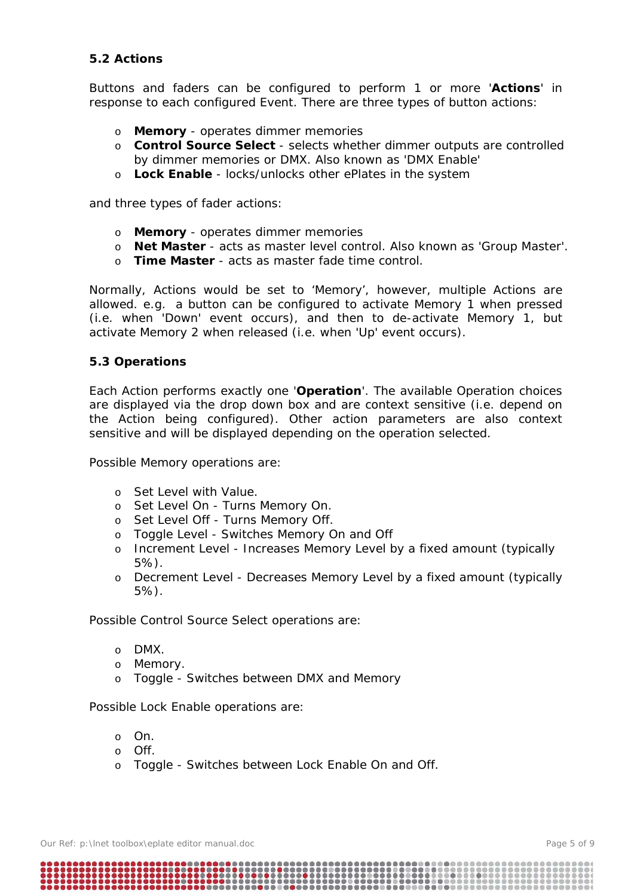### 5.2 Actions

Buttons and faders can be configured to perform 1 or more '**Actions**' in response to each configured Event. There are three types of button actions:

- **Memory** - operates dimmer memories
- **Control Source Select** - selects whether dimmer outputs are controlled by dimmer memories or DMX. Also known as 'DMX Enable'
- **Lock Enable** - locks/unlocks other ePlates in the system

and three types of fader actions:

- **Memory** - operates dimmer memories
- **Net Master** - acts as master level control. Also known as 'Group Master'.
- **Time Master** - acts as master fade time control.

Normally, Actions would be set to 'Memory', however, multiple Actions are allowed. e.g. a button can be configured to activate Memory 1 when pressed (i.e. when 'Down' event occurs), and then to de-activate Memory 1, but activate Memory 2 when released (i.e. when 'Up' event occurs).

### 5.3 Operations

Each Action performs exactly one '**Operation**'. The available Operation choices are displayed via the drop down box and are context sensitive (i.e. depend on the Action being configured). Other action parameters are also context sensitive and will be displayed depending on the operation selected.

Possible Memory operations are:

- Set Level with Value.
- Set Level On - Turns Memory On.
- Set Level Off - Turns Memory Off.
- Toggle Level - Switches Memory On and Off
- Increment Level - Increases Memory Level by a fixed amount (typically 5%).
- Decrement Level - Decreases Memory Level by a fixed amount (typically 5%).

Possible Control Source Select operations are:

- DMX.
- Memory.
- Toggle - Switches between DMX and Memory

Possible Lock Enable operations are:

- On.
- Off.
- Toggle - Switches between Lock Enable On and Off.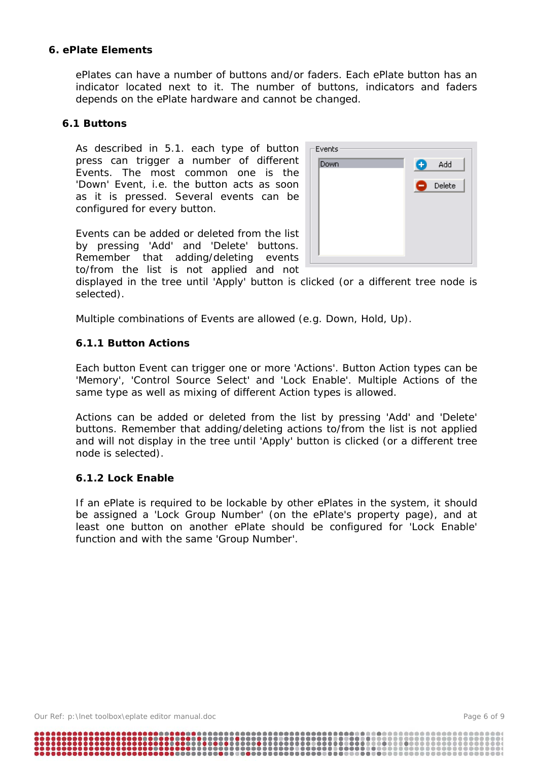## 6. ePlate Elements

ePlates can have a number of buttons and/or faders. Each ePlate button has an indicator located next to it. The number of buttons, indicators and faders depends on the ePlate hardware and cannot be changed.

### 6.1 Buttons

As described in 5.1. each type of button press can trigger a number of different Events. The most common one is the 'Down' Event, i.e. the button acts as soon as it is pressed. Several events can be configured for every button.

Events can be added or deleted from the list by pressing 'Add' and 'Delete' buttons. Remember that adding/deleting events to/from the list is not applied and not displayed in the tree until 'Apply' button is clicked (or a different tree node is selected).

Multiple combinations of Events are allowed (e.g. Down, Hold, Up).

#### 6.1.1 Button Actions

Each button Event can trigger one or more 'Actions'. Button Action types can be 'Memory', 'Control Source Select' and 'Lock Enable'. Multiple Actions of the same type as well as mixing of different Action types is allowed.

Actions can be added or deleted from the list by pressing 'Add' and 'Delete' buttons. Remember that adding/deleting actions to/from the list is not applied and will not display in the tree until 'Apply' button is clicked (or a different tree node is selected).

#### 6.1.2 Lock Enable

If an ePlate is required to be lockable by other ePlates in the system, it should be assigned a 'Lock Group Number' (on the ePlate's property page), and at least one button on another ePlate should be configured for 'Lock Enable' function and with the same 'Group Number'.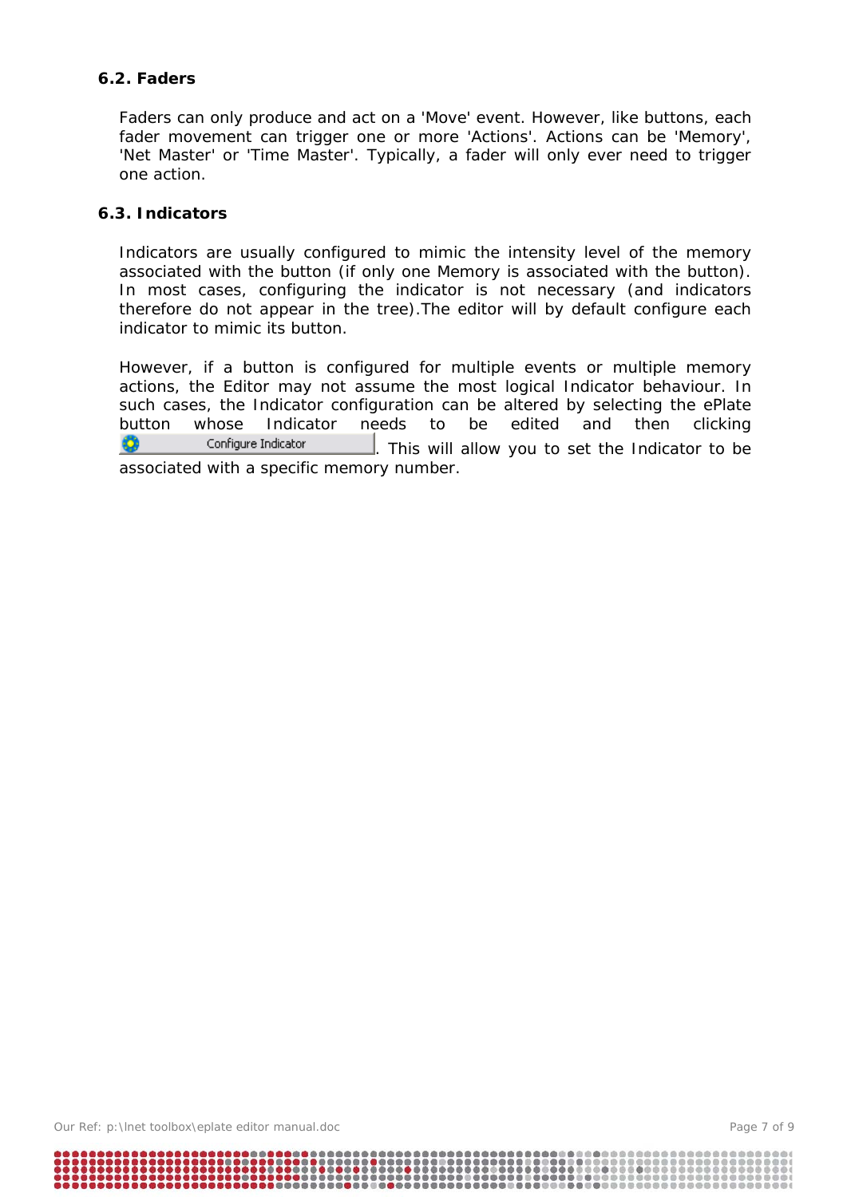### 6.2. Faders

Faders can only produce and act on a 'Move' event. However, like buttons, each fader movement can trigger one or more 'Actions'. Actions can be 'Memory', 'Net Master' or 'Time Master'. Typically, a fader will only ever need to trigger one action.

### 6.3. Indicators

Indicators are usually configured to mimic the intensity level of the memory associated with the button (if only one Memory is associated with the button). In most cases, configuring the indicator is not necessary (and indicators therefore do not appear in the tree).The editor will by default configure each indicator to mimic its button.

However, if a button is configured for multiple events or multiple memory actions, the Editor may not assume the most logical Indicator behaviour. In such cases, the Indicator configuration can be altered by selecting the ePlate button whose Indicator needs to be edited and then clicking Configure Indicator. This will allow you to set the Indicator to be associated with a specific memory number.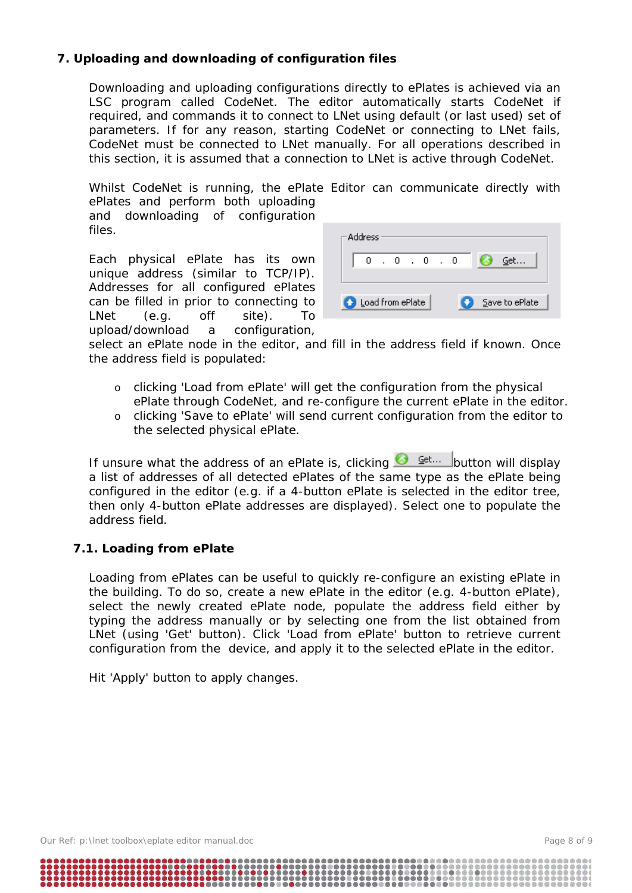## 7. Uploading and downloading of configuration files

Downloading and uploading configurations directly to ePlates is achieved via an LSC program called CodeNet. The editor automatically starts CodeNet if required, and commands it to connect to LNet using default (or last used) set of parameters. If for any reason, starting CodeNet or connecting to LNet fails, CodeNet must be connected to LNet manually. For all operations described in this section, it is assumed that a connection to LNet is active through CodeNet.

Whilst CodeNet is running, the ePlate Editor can communicate directly with ePlates and perform both uploading and downloading of configuration files.

Each physical ePlate has its own unique address (similar to TCP/IP). Addresses for all configured ePlates can be filled in prior to connecting to LNet (e.g. off site). To upload/download a configuration, select an ePlate node in the editor, and fill in the address field if known. Once the address field is populated:

- clicking 'Load from ePlate' will get the configuration from the physical ePlate through CodeNet, and re-configure the current ePlate in the editor.
- clicking 'Save to ePlate' will send current configuration from the editor to the selected physical ePlate.

If unsure what the address of an ePlate is, clicking Get... button will display a list of addresses of all detected ePlates of the same type as the ePlate being configured in the editor (e.g. if a 4-button ePlate is selected in the editor tree, then only 4-button ePlate addresses are displayed). Select one to populate the address field.

### 7.1. Loading from ePlate

Loading from ePlates can be useful to quickly re-configure an existing ePlate in the building. To do so, create a new ePlate in the editor (e.g. 4-button ePlate), select the newly created ePlate node, populate the address field either by typing the address manually or by selecting one from the list obtained from LNet (using 'Get' button). Click 'Load from ePlate' button to retrieve current configuration from the device, and apply it to the selected ePlate in the editor.

Hit 'Apply' button to apply changes.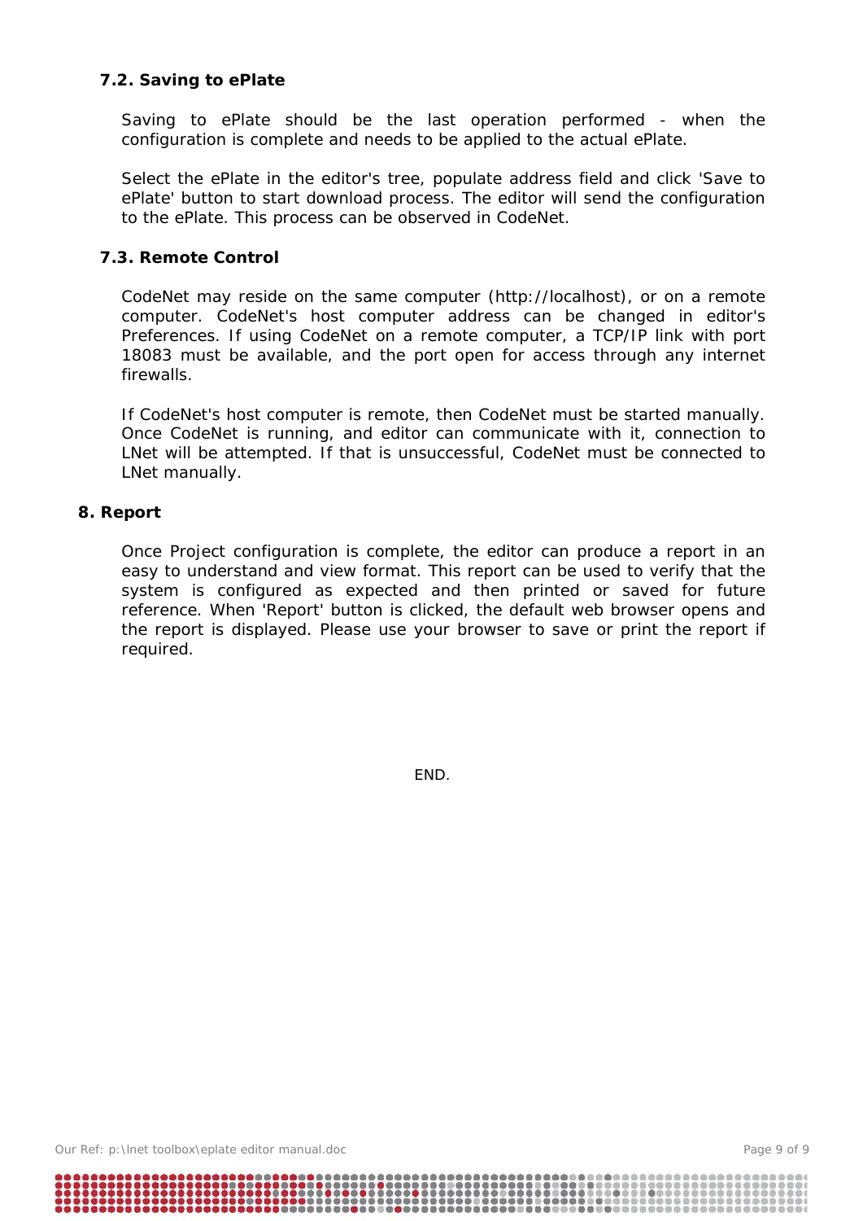### 7.2. Saving to ePlate

Saving to ePlate should be the last operation performed - when the configuration is complete and needs to be applied to the actual ePlate.

Select the ePlate in the editor's tree, populate address field and click 'Save to ePlate' button to start download process. The editor will send the configuration to the ePlate. This process can be observed in CodeNet.

### 7.3. Remote Control

CodeNet may reside on the same computer (http://localhost), or on a remote computer. CodeNet's host computer address can be changed in editor's Preferences. If using CodeNet on a remote computer, a TCP/IP link with port 18083 must be available, and the port open for access through any internet firewalls.

If CodeNet's host computer is remote, then CodeNet must be started manually. Once CodeNet is running, and editor can communicate with it, connection to LNet will be attempted. If that is unsuccessful, CodeNet must be connected to LNet manually.

## 8. Report

Once Project configuration is complete, the editor can produce a report in an easy to understand and view format. This report can be used to verify that the system is configured as expected and then printed or saved for future reference. When 'Report' button is clicked, the default web browser opens and the report is displayed. Please use your browser to save or print the report if required.

END.